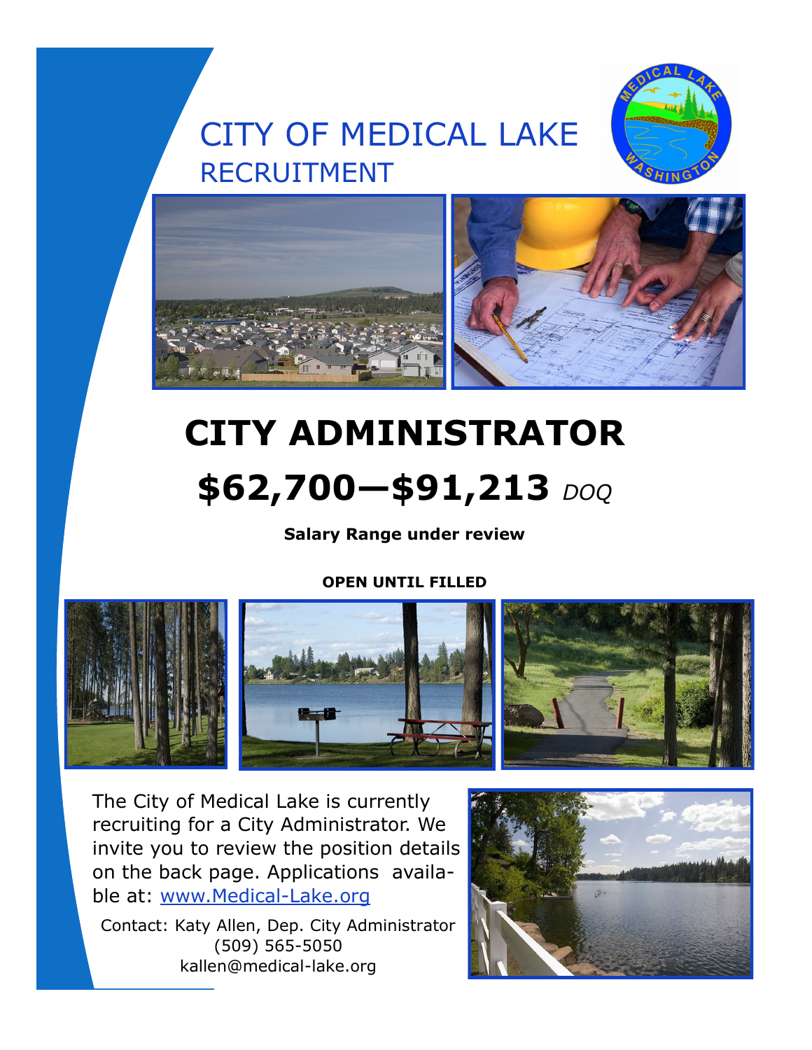# CITY OF MEDICAL LAKE

## RECRUITMENT

# CITY ADMINISTRATOR

## $62,700—$91,213 *DOQ*

**Salary Range under review**

**OPEN UNTIL FILLED**

The City of Medical Lake is currently recruiting for a City Administrator. We invite you to review the position details on the back page. Applications available at: [www.Medical-Lake.org](http://www.Medical-Lake.org)

Contact: Katy Allen, Dep. City Administrator
(509) 565-5050
kallen@medical-lake.org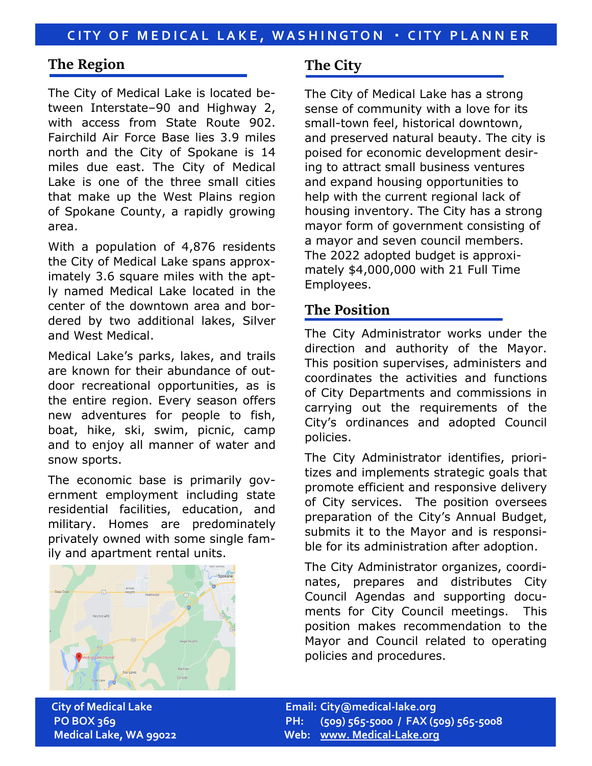## The Region

The City of Medical Lake is located between Interstate–90 and Highway 2, with access from State Route 902. Fairchild Air Force Base lies 3.9 miles north and the City of Spokane is 14 miles due east. The City of Medical Lake is one of the three small cities that make up the West Plains region of Spokane County, a rapidly growing area.

With a population of 4,876 residents the City of Medical Lake spans approximately 3.6 square miles with the aptly named Medical Lake located in the center of the downtown area and bordered by two additional lakes, Silver and West Medical.

Medical Lake's parks, lakes, and trails are known for their abundance of outdoor recreational opportunities, as is the entire region. Every season offers new adventures for people to fish, boat, hike, ski, swim, picnic, camp and to enjoy all manner of water and snow sports.

The economic base is primarily government employment including state residential facilities, education, and military. Homes are predominately privately owned with some single family and apartment rental units.

## The City

The City of Medical Lake has a strong sense of community with a love for its small-town feel, historical downtown, and preserved natural beauty. The city is poised for economic development desiring to attract small business ventures and expand housing opportunities to help with the current regional lack of housing inventory. The City has a strong mayor form of government consisting of a mayor and seven council members. The 2022 adopted budget is approximately $4,000,000 with 21 Full Time Employees.

## The Position

The City Administrator works under the direction and authority of the Mayor. This position supervises, administers and coordinates the activities and functions of City Departments and commissions in carrying out the requirements of the City's ordinances and adopted Council policies.

The City Administrator identifies, prioritizes and implements strategic goals that promote efficient and responsive delivery of City services. The position oversees preparation of the City's Annual Budget, submits it to the Mayor and is responsible for its administration after adoption.

The City Administrator organizes, coordinates, prepares and distributes City Council Agendas and supporting documents for City Council meetings. This position makes recommendation to the Mayor and Council related to operating policies and procedures.

**City of Medical Lake**
**PO BOX 369**
**Medical Lake, WA 99022**

**Email: City@medical-lake.org**
**PH: (509) 565-5000 / FAX (509) 565-5008**
**Web: www. Medical-Lake.org**